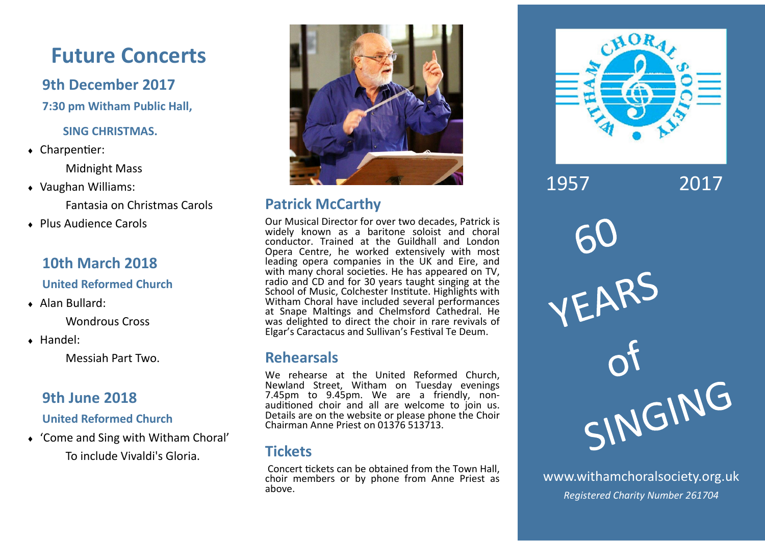# Future Concerts

## 9th December 2017

**7:30 pm Witham Public Hall,**

**SING CHRISTMAS.**

- Charpentier:
  Midnight Mass
- Vaughan Williams:
  Fantasia on Christmas Carols
- Plus Audience Carols

## 10th March 2018

**United Reformed Church**

- Alan Bullard:
  Wondrous Cross
- Handel:
  Messiah Part Two.

## 9th June 2018

**United Reformed Church**

- 'Come and Sing with Witham Choral'
  To include Vivaldi's Gloria.

## Patrick McCarthy

Our Musical Director for over two decades, Patrick is widely known as a baritone soloist and choral conductor. Trained at the Guildhall and London Opera Centre, he worked extensively with most leading opera companies in the UK and Eire, and with many choral societies. He has appeared on TV, radio and CD and for 30 years taught singing at the School of Music, Colchester Institute. Highlights with Witham Choral have included several performances at Snape Maltings and Chelmsford Cathedral. He was delighted to direct the choir in rare revivals of Elgar's Caractacus and Sullivan's Festival Te Deum.

## Rehearsals

We rehearse at the United Reformed Church, Newland Street, Witham on Tuesday evenings 7.45pm to 9.45pm. We are a friendly, non-auditioned choir and all are welcome to join us. Details are on the website or please phone the Choir Chairman Anne Priest on 01376 513713.

## Tickets

Concert tickets can be obtained from the Town Hall, choir members or by phone from Anne Priest as above.

WITHAM CHORAL SOCIETY

1957 2017

60 YEARS of SINGING

www.withamchoralsociety.org.uk

*Registered Charity Number 261704*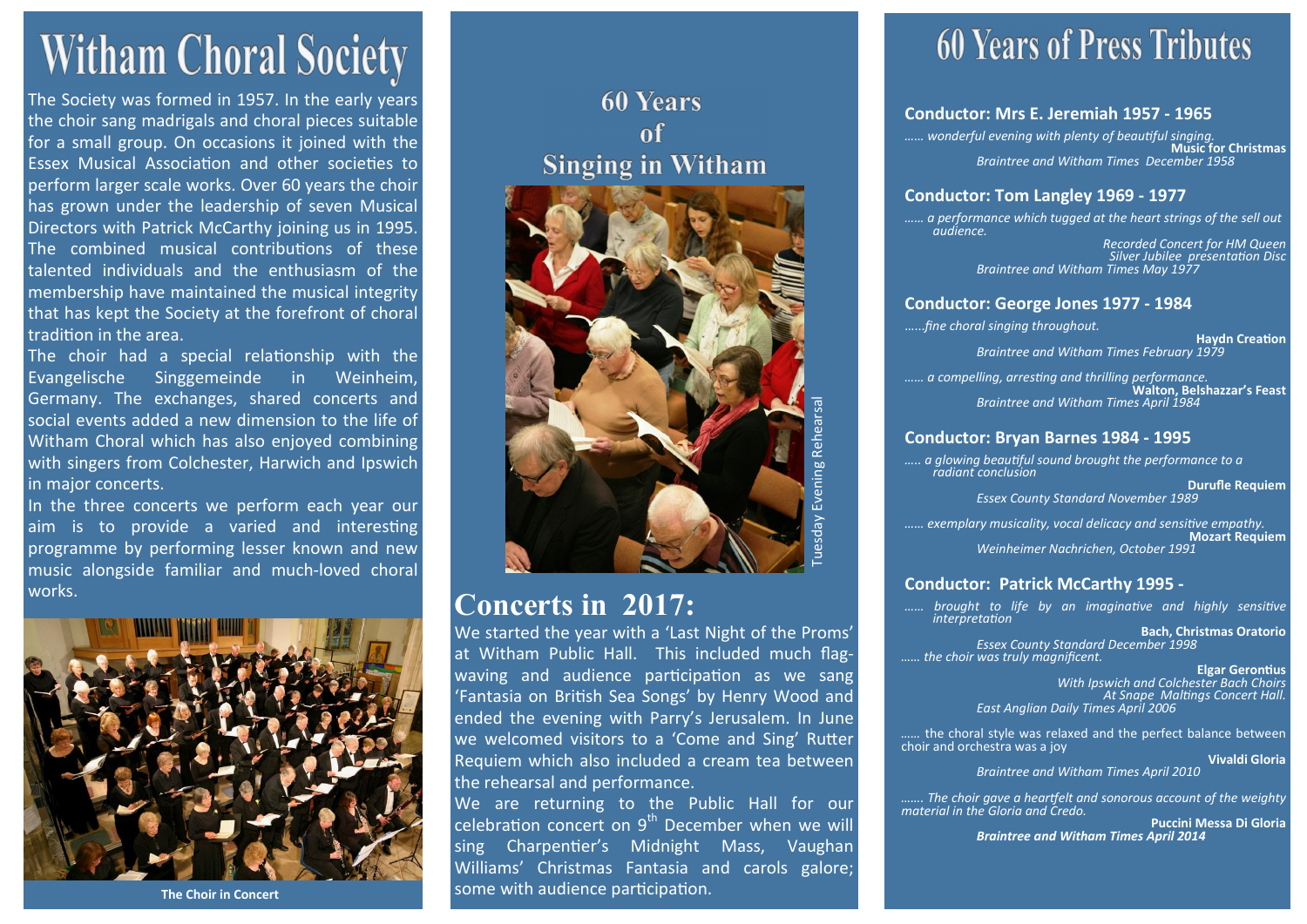# Witham Choral Society

The Society was formed in 1957. In the early years the choir sang madrigals and choral pieces suitable for a small group. On occasions it joined with the Essex Musical Association and other societies to perform larger scale works. Over 60 years the choir has grown under the leadership of seven Musical Directors with Patrick McCarthy joining us in 1995. The combined musical contributions of these talented individuals and the enthusiasm of the membership have maintained the musical integrity that has kept the Society at the forefront of choral tradition in the area.

The choir had a special relationship with the Evangelische Singgemeinde in Weinheim, Germany. The exchanges, shared concerts and social events added a new dimension to the life of Witham Choral which has also enjoyed combining with singers from Colchester, Harwich and Ipswich in major concerts.

In the three concerts we perform each year our aim is to provide a varied and interesting programme by performing lesser known and new music alongside familiar and much-loved choral works.

**The Choir in Concert**

## 60 Years of Singing in Witham

Tuesday Evening Rehearsal

## Concerts in 2017:

We started the year with a 'Last Night of the Proms' at Witham Public Hall. This included much flag-waving and audience participation as we sang 'Fantasia on British Sea Songs' by Henry Wood and ended the evening with Parry's Jerusalem. In June we welcomed visitors to a 'Come and Sing' Rutter Requiem which also included a cream tea between the rehearsal and performance.

We are returning to the Public Hall for our celebration concert on 9th December when we will sing Charpentier's Midnight Mass, Vaughan Williams' Christmas Fantasia and carols galore; some with audience participation.

# 60 Years of Press Tributes

### Conductor: Mrs E. Jeremiah 1957 - 1965

*…… wonderful evening with plenty of beautiful singing.*

**Music for Christmas**

*Braintree and Witham Times December 1958*

### Conductor: Tom Langley 1969 - 1977

*…… a performance which tugged at the heart strings of the sell out audience.*

*Recorded Concert for HM Queen Silver Jubilee presentation Disc*

*Braintree and Witham Times May 1977*

### Conductor: George Jones 1977 - 1984

*……fine choral singing throughout.*

**Haydn Creation**

*Braintree and Witham Times February 1979*

*…… a compelling, arresting and thrilling performance.*

**Walton, Belshazzar's Feast**

*Braintree and Witham Times April 1984*

### Conductor: Bryan Barnes 1984 - 1995

*….. a glowing beautiful sound brought the performance to a radiant conclusion*

**Durufle Requiem**

*Essex County Standard November 1989*

*…… exemplary musicality, vocal delicacy and sensitive empathy.*

**Mozart Requiem**

*Weinheimer Nachrichen, October 1991*

### Conductor: Patrick McCarthy 1995 -

*…… brought to life by an imaginative and highly sensitive interpretation*

**Bach, Christmas Oratorio**

*Essex County Standard December 1998*

*…… the choir was truly magnificent.*

**Elgar Gerontius**

*With Ipswich and Colchester Bach Choirs At Snape Maltings Concert Hall.*

*East Anglian Daily Times April 2006*

…… the choral style was relaxed and the perfect balance between choir and orchestra was a joy

**Vivaldi Gloria**

*Braintree and Witham Times April 2010*

*……. The choir gave a heartfelt and sonorous account of the weighty material in the Gloria and Credo.*

**Puccini Messa Di Gloria**

***Braintree and Witham Times April 2014***